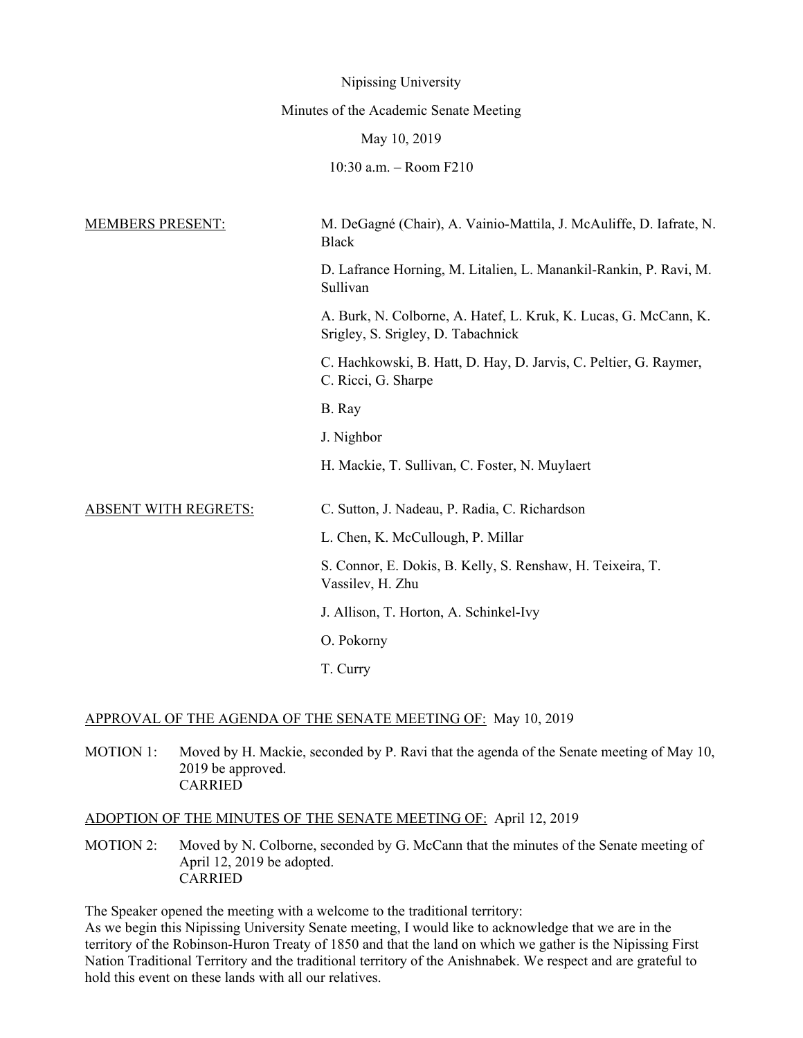Nipissing University

Minutes of the Academic Senate Meeting

May 10, 2019

10:30 a.m. – Room F210

MEMBERS PRESENT:

M. DeGagné (Chair), A. Vainio-Mattila, J. McAuliffe, D. Iafrate, N. Black

D. Lafrance Horning, M. Litalien, L. Manankil-Rankin, P. Ravi, M. Sullivan

A. Burk, N. Colborne, A. Hatef, L. Kruk, K. Lucas, G. McCann, K. Srigley, S. Srigley, D. Tabachnick

C. Hachkowski, B. Hatt, D. Hay, D. Jarvis, C. Peltier, G. Raymer, C. Ricci, G. Sharpe

B. Ray

J. Nighbor

H. Mackie, T. Sullivan, C. Foster, N. Muylaert

ABSENT WITH REGRETS:

C. Sutton, J. Nadeau, P. Radia, C. Richardson

L. Chen, K. McCullough, P. Millar

S. Connor, E. Dokis, B. Kelly, S. Renshaw, H. Teixeira, T. Vassilev, H. Zhu

J. Allison, T. Horton, A. Schinkel-Ivy

O. Pokorny

T. Curry

APPROVAL OF THE AGENDA OF THE SENATE MEETING OF: May 10, 2019

MOTION 1: Moved by H. Mackie, seconded by P. Ravi that the agenda of the Senate meeting of May 10, 2019 be approved.
CARRIED

ADOPTION OF THE MINUTES OF THE SENATE MEETING OF: April 12, 2019

MOTION 2: Moved by N. Colborne, seconded by G. McCann that the minutes of the Senate meeting of April 12, 2019 be adopted.
CARRIED

The Speaker opened the meeting with a welcome to the traditional territory:
As we begin this Nipissing University Senate meeting, I would like to acknowledge that we are in the territory of the Robinson-Huron Treaty of 1850 and that the land on which we gather is the Nipissing First Nation Traditional Territory and the traditional territory of the Anishnabek. We respect and are grateful to hold this event on these lands with all our relatives.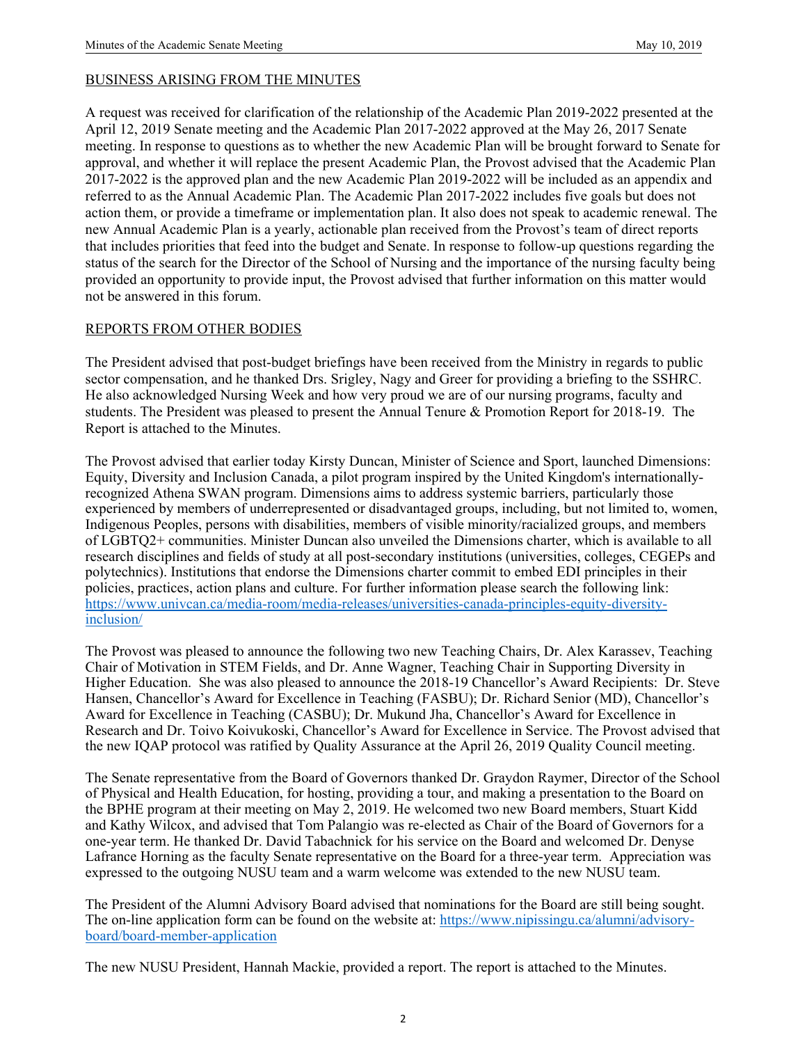## BUSINESS ARISING FROM THE MINUTES

A request was received for clarification of the relationship of the Academic Plan 2019-2022 presented at the April 12, 2019 Senate meeting and the Academic Plan 2017-2022 approved at the May 26, 2017 Senate meeting. In response to questions as to whether the new Academic Plan will be brought forward to Senate for approval, and whether it will replace the present Academic Plan, the Provost advised that the Academic Plan 2017-2022 is the approved plan and the new Academic Plan 2019-2022 will be included as an appendix and referred to as the Annual Academic Plan. The Academic Plan 2017-2022 includes five goals but does not action them, or provide a timeframe or implementation plan. It also does not speak to academic renewal. The new Annual Academic Plan is a yearly, actionable plan received from the Provost's team of direct reports that includes priorities that feed into the budget and Senate. In response to follow-up questions regarding the status of the search for the Director of the School of Nursing and the importance of the nursing faculty being provided an opportunity to provide input, the Provost advised that further information on this matter would not be answered in this forum.

## REPORTS FROM OTHER BODIES

The President advised that post-budget briefings have been received from the Ministry in regards to public sector compensation, and he thanked Drs. Srigley, Nagy and Greer for providing a briefing to the SSHRC. He also acknowledged Nursing Week and how very proud we are of our nursing programs, faculty and students. The President was pleased to present the Annual Tenure & Promotion Report for 2018-19. The Report is attached to the Minutes.

The Provost advised that earlier today Kirsty Duncan, Minister of Science and Sport, launched Dimensions: Equity, Diversity and Inclusion Canada, a pilot program inspired by the United Kingdom's internationally-recognized Athena SWAN program. Dimensions aims to address systemic barriers, particularly those experienced by members of underrepresented or disadvantaged groups, including, but not limited to, women, Indigenous Peoples, persons with disabilities, members of visible minority/racialized groups, and members of LGBTQ2+ communities. Minister Duncan also unveiled the Dimensions charter, which is available to all research disciplines and fields of study at all post-secondary institutions (universities, colleges, CEGEPs and polytechnics). Institutions that endorse the Dimensions charter commit to embed EDI principles in their policies, practices, action plans and culture. For further information please search the following link: [https://www.univcan.ca/media-room/media-releases/universities-canada-principles-equity-diversity-inclusion/](https://www.univcan.ca/media-room/media-releases/universities-canada-principles-equity-diversity-inclusion/)

The Provost was pleased to announce the following two new Teaching Chairs, Dr. Alex Karassev, Teaching Chair of Motivation in STEM Fields, and Dr. Anne Wagner, Teaching Chair in Supporting Diversity in Higher Education. She was also pleased to announce the 2018-19 Chancellor's Award Recipients: Dr. Steve Hansen, Chancellor's Award for Excellence in Teaching (FASBU); Dr. Richard Senior (MD), Chancellor's Award for Excellence in Teaching (CASBU); Dr. Mukund Jha, Chancellor's Award for Excellence in Research and Dr. Toivo Koivukoski, Chancellor's Award for Excellence in Service. The Provost advised that the new IQAP protocol was ratified by Quality Assurance at the April 26, 2019 Quality Council meeting.

The Senate representative from the Board of Governors thanked Dr. Graydon Raymer, Director of the School of Physical and Health Education, for hosting, providing a tour, and making a presentation to the Board on the BPHE program at their meeting on May 2, 2019. He welcomed two new Board members, Stuart Kidd and Kathy Wilcox, and advised that Tom Palangio was re-elected as Chair of the Board of Governors for a one-year term. He thanked Dr. David Tabachnick for his service on the Board and welcomed Dr. Denyse Lafrance Horning as the faculty Senate representative on the Board for a three-year term. Appreciation was expressed to the outgoing NUSU team and a warm welcome was extended to the new NUSU team.

The President of the Alumni Advisory Board advised that nominations for the Board are still being sought. The on-line application form can be found on the website at: [https://www.nipissingu.ca/alumni/advisory-board/board-member-application](https://www.nipissingu.ca/alumni/advisory-board/board-member-application)

The new NUSU President, Hannah Mackie, provided a report. The report is attached to the Minutes.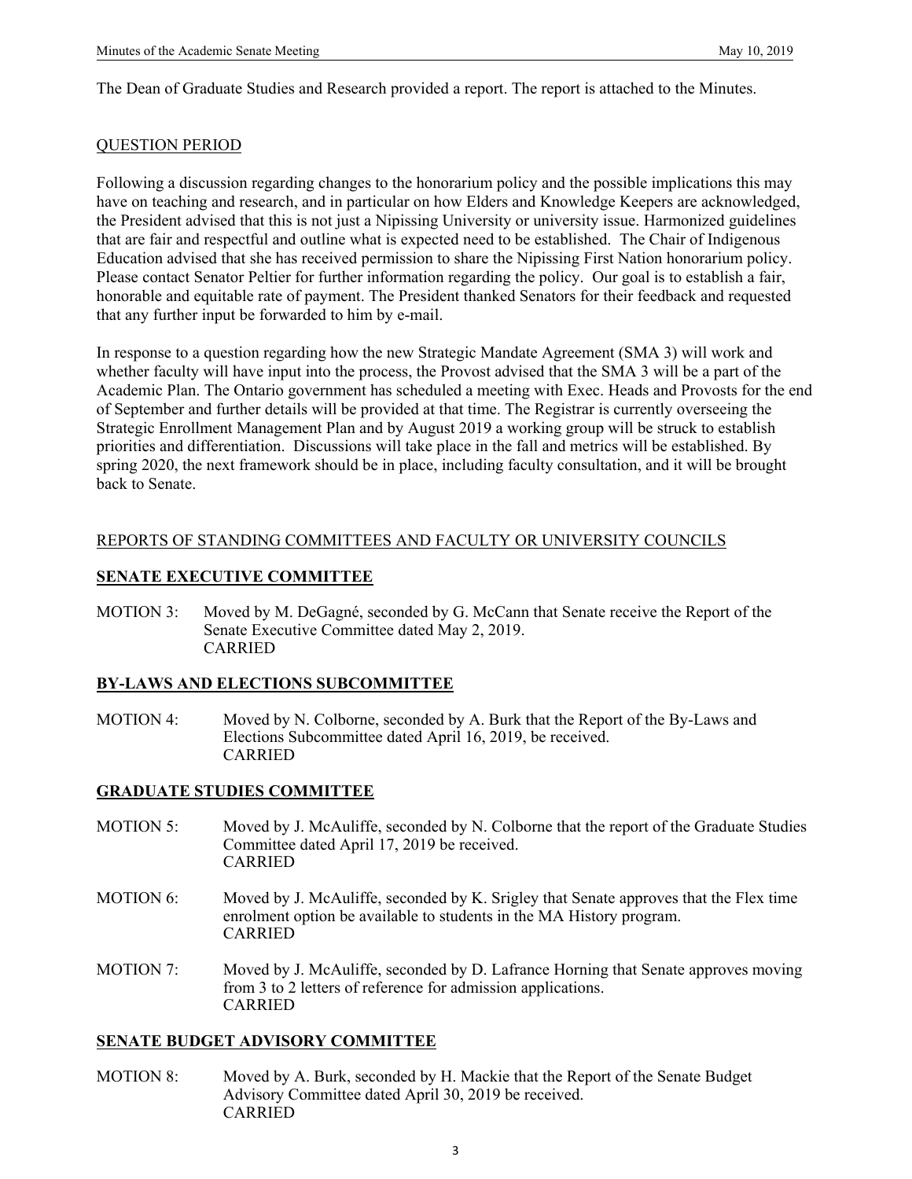The Dean of Graduate Studies and Research provided a report. The report is attached to the Minutes.

QUESTION PERIOD

Following a discussion regarding changes to the honorarium policy and the possible implications this may have on teaching and research, and in particular on how Elders and Knowledge Keepers are acknowledged, the President advised that this is not just a Nipissing University or university issue. Harmonized guidelines that are fair and respectful and outline what is expected need to be established. The Chair of Indigenous Education advised that she has received permission to share the Nipissing First Nation honorarium policy. Please contact Senator Peltier for further information regarding the policy. Our goal is to establish a fair, honorable and equitable rate of payment. The President thanked Senators for their feedback and requested that any further input be forwarded to him by e-mail.

In response to a question regarding how the new Strategic Mandate Agreement (SMA 3) will work and whether faculty will have input into the process, the Provost advised that the SMA 3 will be a part of the Academic Plan. The Ontario government has scheduled a meeting with Exec. Heads and Provosts for the end of September and further details will be provided at that time. The Registrar is currently overseeing the Strategic Enrollment Management Plan and by August 2019 a working group will be struck to establish priorities and differentiation. Discussions will take place in the fall and metrics will be established. By spring 2020, the next framework should be in place, including faculty consultation, and it will be brought back to Senate.

REPORTS OF STANDING COMMITTEES AND FACULTY OR UNIVERSITY COUNCILS

**SENATE EXECUTIVE COMMITTEE**

MOTION 3: Moved by M. DeGagné, seconded by G. McCann that Senate receive the Report of the Senate Executive Committee dated May 2, 2019.
CARRIED

**BY-LAWS AND ELECTIONS SUBCOMMITTEE**

MOTION 4: Moved by N. Colborne, seconded by A. Burk that the Report of the By-Laws and Elections Subcommittee dated April 16, 2019, be received.
CARRIED

**GRADUATE STUDIES COMMITTEE**

MOTION 5: Moved by J. McAuliffe, seconded by N. Colborne that the report of the Graduate Studies Committee dated April 17, 2019 be received.
CARRIED

MOTION 6: Moved by J. McAuliffe, seconded by K. Srigley that Senate approves that the Flex time enrolment option be available to students in the MA History program.
CARRIED

MOTION 7: Moved by J. McAuliffe, seconded by D. Lafrance Horning that Senate approves moving from 3 to 2 letters of reference for admission applications.
CARRIED

**SENATE BUDGET ADVISORY COMMITTEE**

MOTION 8: Moved by A. Burk, seconded by H. Mackie that the Report of the Senate Budget Advisory Committee dated April 30, 2019 be received.
CARRIED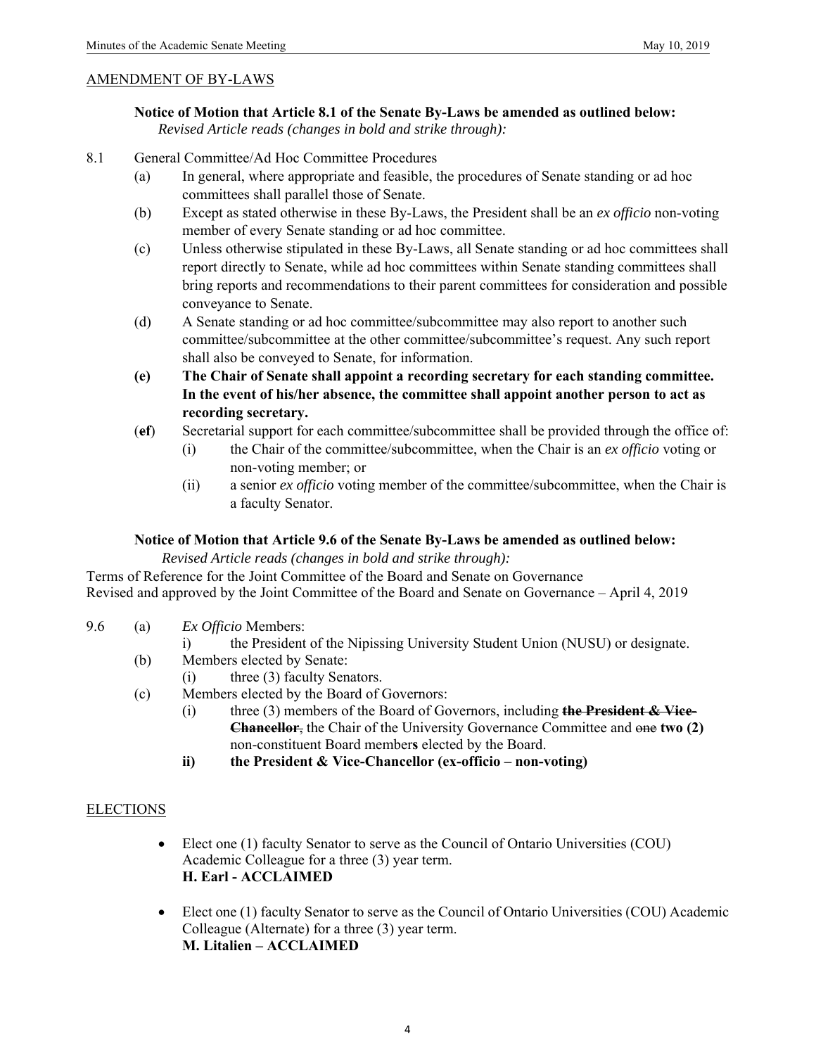AMENDMENT OF BY-LAWS

**Notice of Motion that Article 8.1 of the Senate By-Laws be amended as outlined below:**
*Revised Article reads (changes in bold and strike through):*

8.1 General Committee/Ad Hoc Committee Procedures

(a) In general, where appropriate and feasible, the procedures of Senate standing or ad hoc committees shall parallel those of Senate.

(b) Except as stated otherwise in these By-Laws, the President shall be an *ex officio* non-voting member of every Senate standing or ad hoc committee.

(c) Unless otherwise stipulated in these By-Laws, all Senate standing or ad hoc committees shall report directly to Senate, while ad hoc committees within Senate standing committees shall bring reports and recommendations to their parent committees for consideration and possible conveyance to Senate.

(d) A Senate standing or ad hoc committee/subcommittee may also report to another such committee/subcommittee at the other committee/subcommittee's request. Any such report shall also be conveyed to Senate, for information.

**(e) The Chair of Senate shall appoint a recording secretary for each standing committee. In the event of his/her absence, the committee shall appoint another person to act as recording secretary.**

(~~e~~**f**) Secretarial support for each committee/subcommittee shall be provided through the office of:

(i) the Chair of the committee/subcommittee, when the Chair is an *ex officio* voting or non-voting member; or

(ii) a senior *ex officio* voting member of the committee/subcommittee, when the Chair is a faculty Senator.

**Notice of Motion that Article 9.6 of the Senate By-Laws be amended as outlined below:**
*Revised Article reads (changes in bold and strike through):*

Terms of Reference for the Joint Committee of the Board and Senate on Governance
Revised and approved by the Joint Committee of the Board and Senate on Governance – April 4, 2019

9.6 (a) *Ex Officio* Members:

i) the President of the Nipissing University Student Union (NUSU) or designate.

(b) Members elected by Senate:

(i) three (3) faculty Senators.

(c) Members elected by the Board of Governors:

(i) three (3) members of the Board of Governors, including ~~**the President & Vice-Chancellor**,~~ the Chair of the University Governance Committee and ~~one~~ **two (2)** non-constituent Board member**s** elected by the Board.

**ii) the President & Vice-Chancellor (ex-officio – non-voting)**

ELECTIONS

- Elect one (1) faculty Senator to serve as the Council of Ontario Universities (COU) Academic Colleague for a three (3) year term.
**H. Earl - ACCLAIMED**

- Elect one (1) faculty Senator to serve as the Council of Ontario Universities (COU) Academic Colleague (Alternate) for a three (3) year term.
**M. Litalien – ACCLAIMED**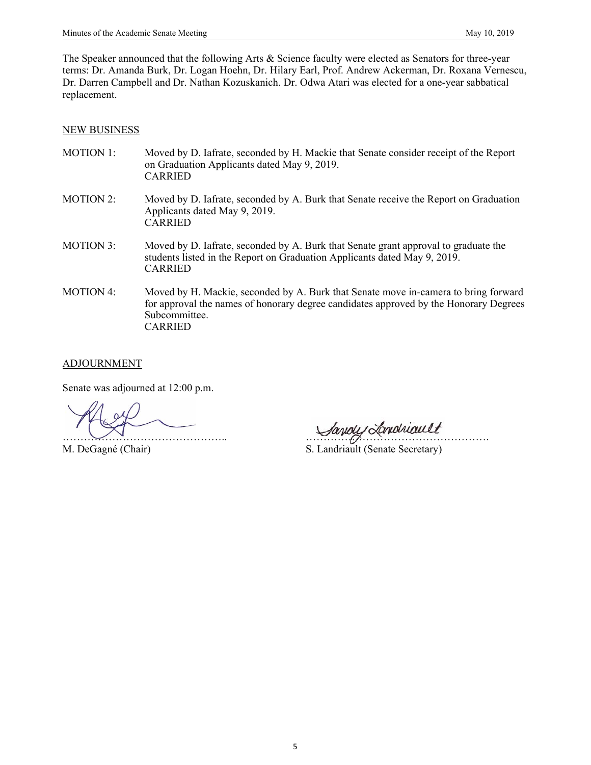The Speaker announced that the following Arts & Science faculty were elected as Senators for three-year terms: Dr. Amanda Burk, Dr. Logan Hoehn, Dr. Hilary Earl, Prof. Andrew Ackerman, Dr. Roxana Vernescu, Dr. Darren Campbell and Dr. Nathan Kozuskanich. Dr. Odwa Atari was elected for a one-year sabbatical replacement.

## NEW BUSINESS

MOTION 1: Moved by D. Iafrate, seconded by H. Mackie that Senate consider receipt of the Report on Graduation Applicants dated May 9, 2019.
CARRIED

MOTION 2: Moved by D. Iafrate, seconded by A. Burk that Senate receive the Report on Graduation Applicants dated May 9, 2019.
CARRIED

MOTION 3: Moved by D. Iafrate, seconded by A. Burk that Senate grant approval to graduate the students listed in the Report on Graduation Applicants dated May 9, 2019.
CARRIED

MOTION 4: Moved by H. Mackie, seconded by A. Burk that Senate move in-camera to bring forward for approval the names of honorary degree candidates approved by the Honorary Degrees Subcommittee.
CARRIED

## ADJOURNMENT

Senate was adjourned at 12:00 p.m.

……………………………………….. M. DeGagné (Chair)

……………………………………………. S. Landriault (Senate Secretary)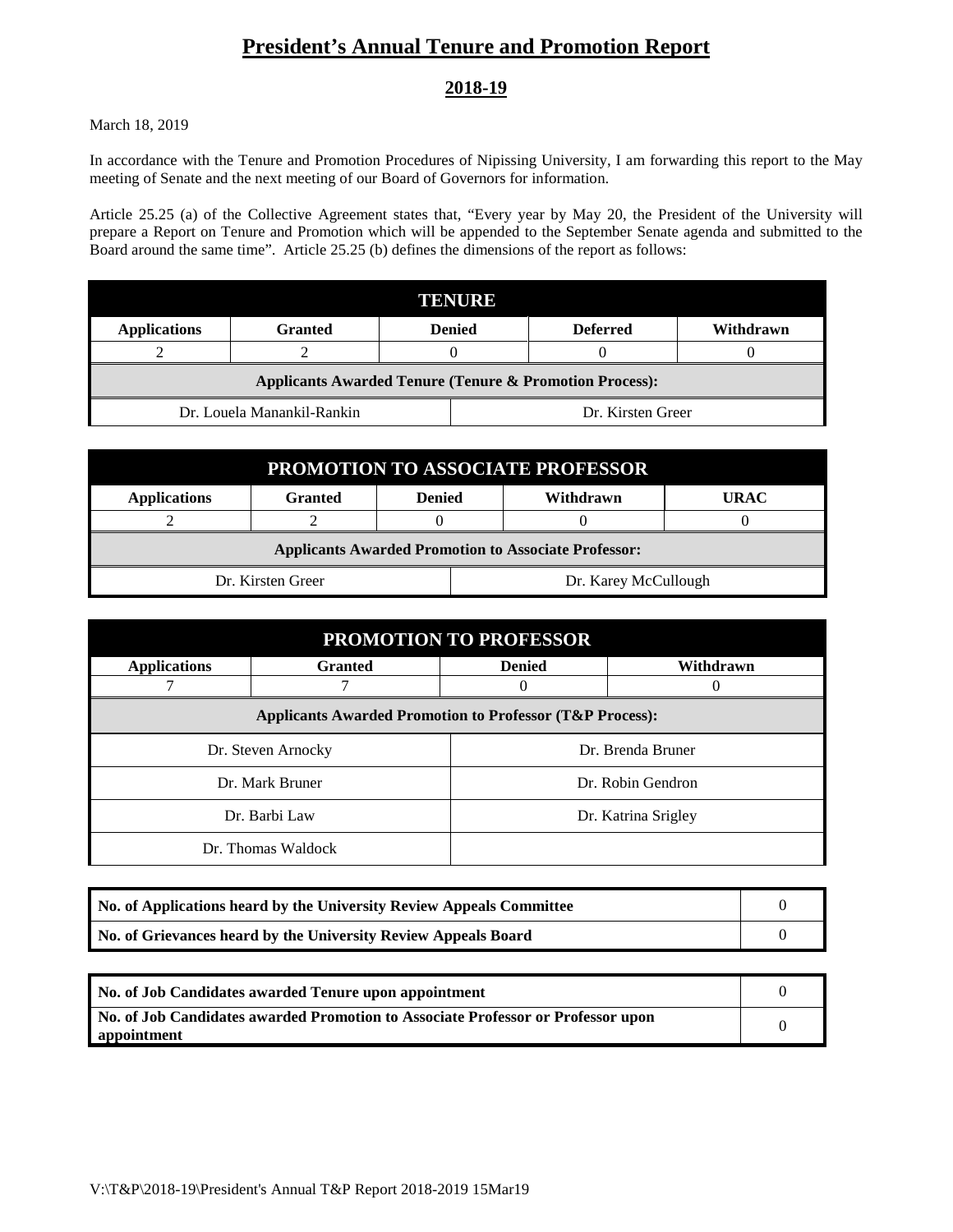# President's Annual Tenure and Promotion Report

## 2018-19

March 18, 2019

In accordance with the Tenure and Promotion Procedures of Nipissing University, I am forwarding this report to the May meeting of Senate and the next meeting of our Board of Governors for information.

Article 25.25 (a) of the Collective Agreement states that, "Every year by May 20, the President of the University will prepare a Report on Tenure and Promotion which will be appended to the September Senate agenda and submitted to the Board around the same time". Article 25.25 (b) defines the dimensions of the report as follows:

| TENURE | | | | |
|---|---|---|---|---|
| **Applications** | **Granted** | **Denied** | **Deferred** | **Withdrawn** |
| 2 | 2 | 0 | 0 | 0 |
| **Applicants Awarded Tenure (Tenure & Promotion Process):** | | | | |
| Dr. Louela Manankil-Rankin | | Dr. Kirsten Greer | | |

| PROMOTION TO ASSOCIATE PROFESSOR | | | | |
|---|---|---|---|---|
| **Applications** | **Granted** | **Denied** | **Withdrawn** | **URAC** |
| 2 | 2 | 0 | 0 | 0 |
| **Applicants Awarded Promotion to Associate Professor:** | | | | |
| Dr. Kirsten Greer | | Dr. Karey McCullough | | |

| PROMOTION TO PROFESSOR | | | |
|---|---|---|---|
| **Applications** | **Granted** | **Denied** | **Withdrawn** |
| 7 | 7 | 0 | 0 |
| **Applicants Awarded Promotion to Professor (T&P Process):** | | | |
| Dr. Steven Arnocky | | Dr. Brenda Bruner | |
| Dr. Mark Bruner | | Dr. Robin Gendron | |
| Dr. Barbi Law | | Dr. Katrina Srigley | |
| Dr. Thomas Waldock | | | |

| | |
|---|---|
| **No. of Applications heard by the University Review Appeals Committee** | 0 |
| **No. of Grievances heard by the University Review Appeals Board** | 0 |

| | |
|---|---|
| **No. of Job Candidates awarded Tenure upon appointment** | 0 |
| **No. of Job Candidates awarded Promotion to Associate Professor or Professor upon appointment** | 0 |

V:\T&P\2018-19\President's Annual T&P Report 2018-2019 15Mar19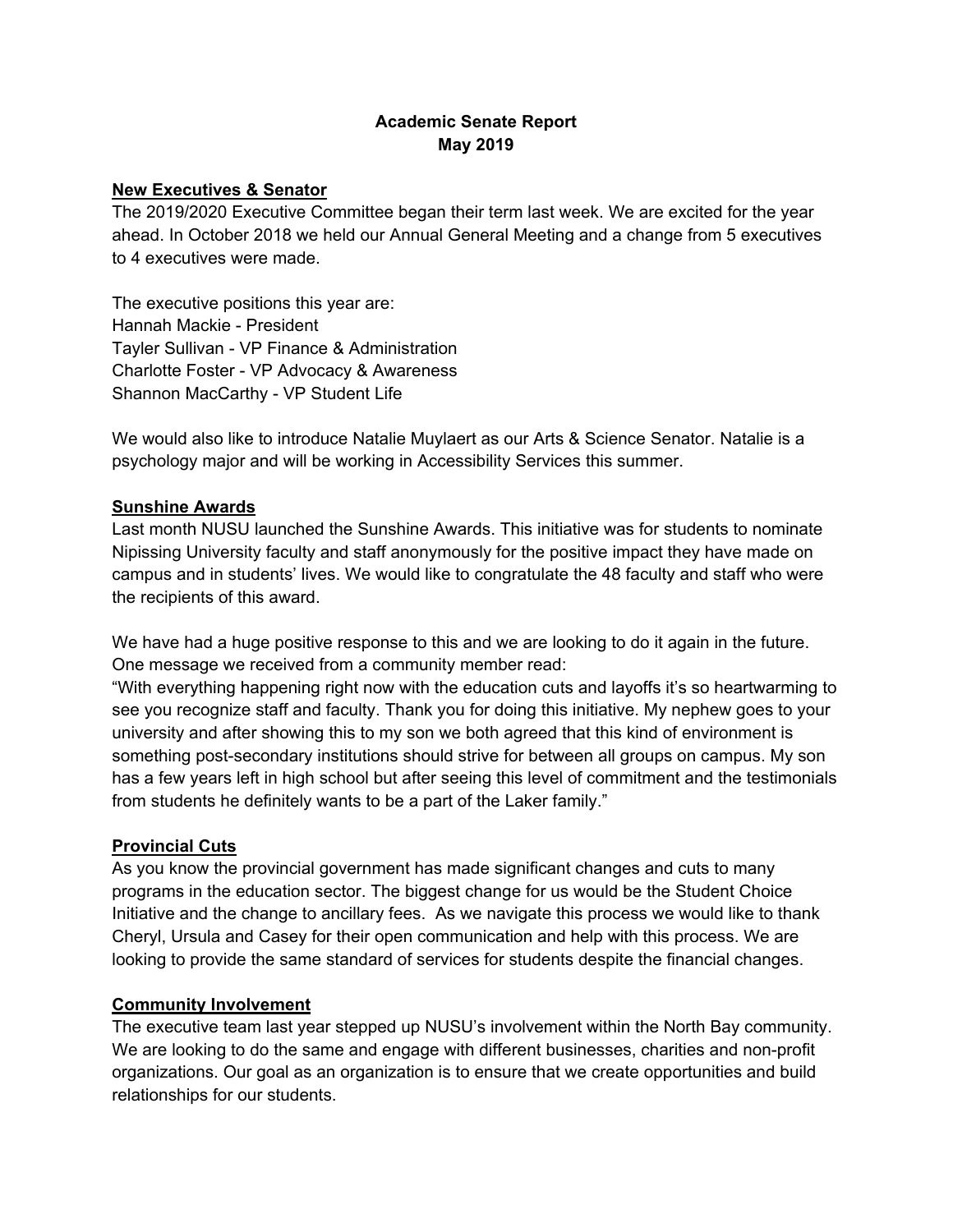# Academic Senate Report
## May 2019

**New Executives & Senator**

The 2019/2020 Executive Committee began their term last week. We are excited for the year ahead. In October 2018 we held our Annual General Meeting and a change from 5 executives to 4 executives were made.

The executive positions this year are:
Hannah Mackie - President
Tayler Sullivan - VP Finance & Administration
Charlotte Foster - VP Advocacy & Awareness
Shannon MacCarthy - VP Student Life

We would also like to introduce Natalie Muylaert as our Arts & Science Senator. Natalie is a psychology major and will be working in Accessibility Services this summer.

**Sunshine Awards**

Last month NUSU launched the Sunshine Awards. This initiative was for students to nominate Nipissing University faculty and staff anonymously for the positive impact they have made on campus and in students' lives. We would like to congratulate the 48 faculty and staff who were the recipients of this award.

We have had a huge positive response to this and we are looking to do it again in the future. One message we received from a community member read:
"With everything happening right now with the education cuts and layoffs it's so heartwarming to see you recognize staff and faculty. Thank you for doing this initiative. My nephew goes to your university and after showing this to my son we both agreed that this kind of environment is something post-secondary institutions should strive for between all groups on campus. My son has a few years left in high school but after seeing this level of commitment and the testimonials from students he definitely wants to be a part of the Laker family."

**Provincial Cuts**

As you know the provincial government has made significant changes and cuts to many programs in the education sector. The biggest change for us would be the Student Choice Initiative and the change to ancillary fees. As we navigate this process we would like to thank Cheryl, Ursula and Casey for their open communication and help with this process. We are looking to provide the same standard of services for students despite the financial changes.

**Community Involvement**

The executive team last year stepped up NUSU's involvement within the North Bay community. We are looking to do the same and engage with different businesses, charities and non-profit organizations. Our goal as an organization is to ensure that we create opportunities and build relationships for our students.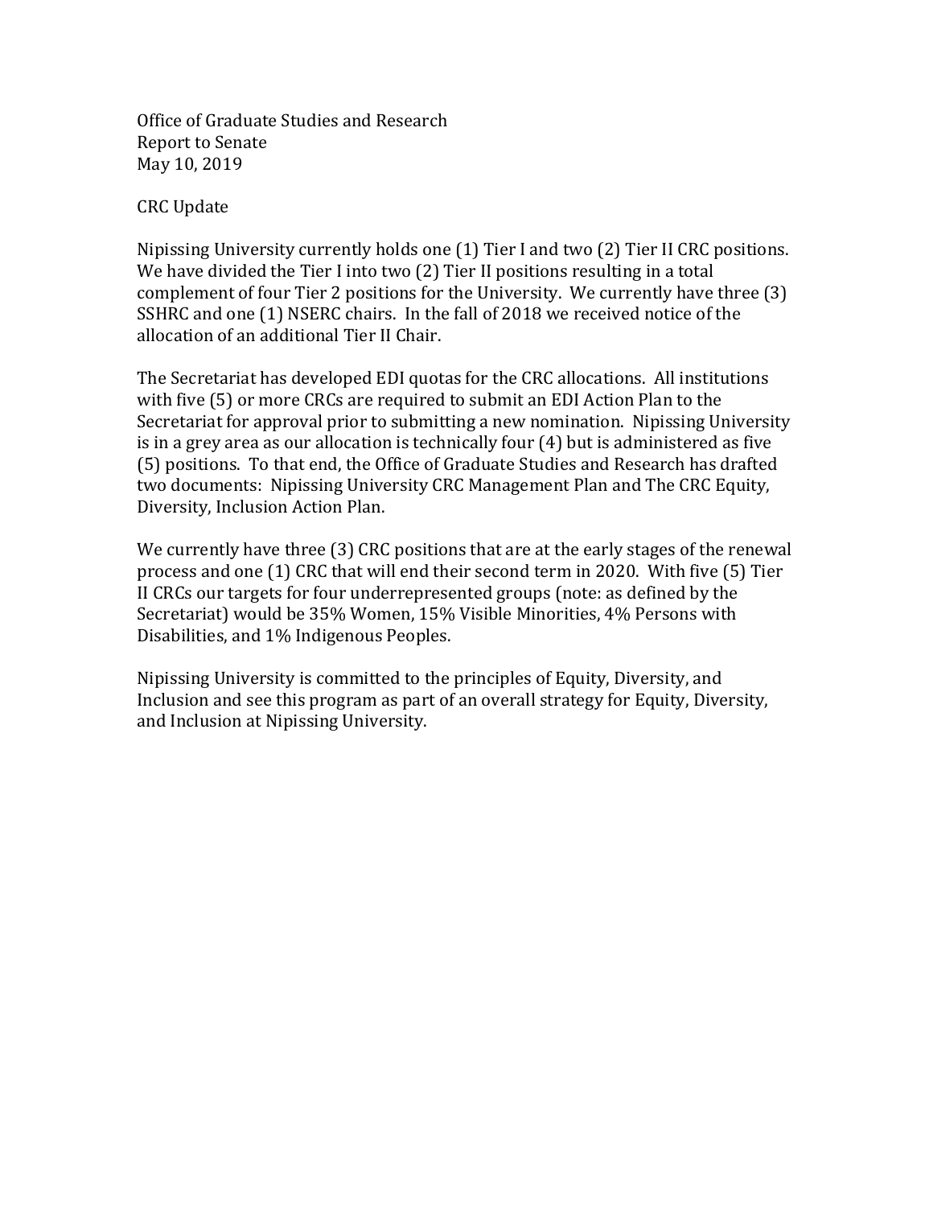Office of Graduate Studies and Research
Report to Senate
May 10, 2019

CRC Update

Nipissing University currently holds one (1) Tier I and two (2) Tier II CRC positions. We have divided the Tier I into two (2) Tier II positions resulting in a total complement of four Tier 2 positions for the University. We currently have three (3) SSHRC and one (1) NSERC chairs. In the fall of 2018 we received notice of the allocation of an additional Tier II Chair.

The Secretariat has developed EDI quotas for the CRC allocations. All institutions with five (5) or more CRCs are required to submit an EDI Action Plan to the Secretariat for approval prior to submitting a new nomination. Nipissing University is in a grey area as our allocation is technically four (4) but is administered as five (5) positions. To that end, the Office of Graduate Studies and Research has drafted two documents: Nipissing University CRC Management Plan and The CRC Equity, Diversity, Inclusion Action Plan.

We currently have three (3) CRC positions that are at the early stages of the renewal process and one (1) CRC that will end their second term in 2020. With five (5) Tier II CRCs our targets for four underrepresented groups (note: as defined by the Secretariat) would be 35% Women, 15% Visible Minorities, 4% Persons with Disabilities, and 1% Indigenous Peoples.

Nipissing University is committed to the principles of Equity, Diversity, and Inclusion and see this program as part of an overall strategy for Equity, Diversity, and Inclusion at Nipissing University.